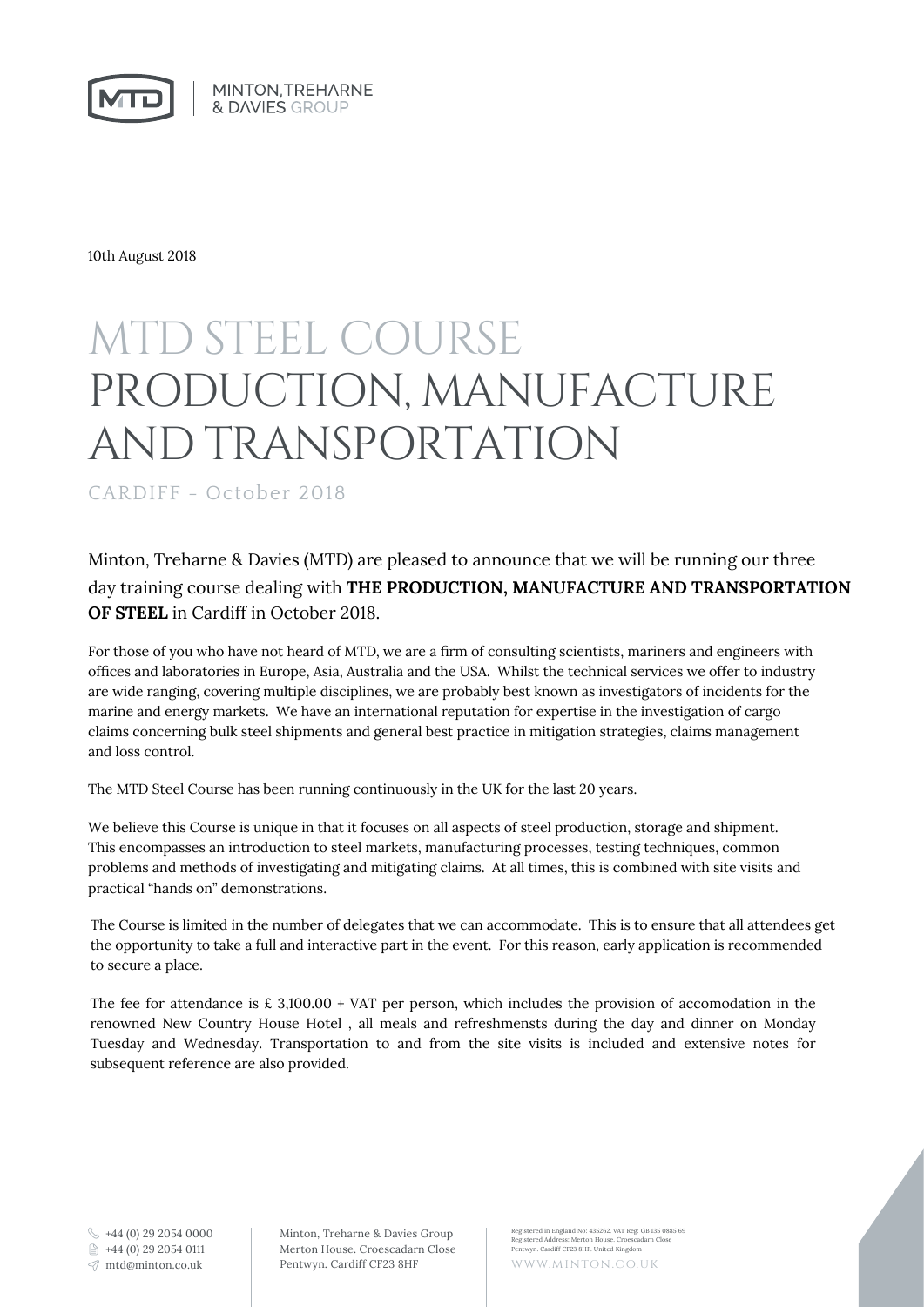10th August 2018

# MTD STEEL COURSE
# PRODUCTION, MANUFACTURE AND TRANSPORTATION

CARDIFF - October 2018

Minton, Treharne & Davies (MTD) are pleased to announce that we will be running our three day training course dealing with **THE PRODUCTION, MANUFACTURE AND TRANSPORTATION OF STEEL** in Cardiff in October 2018.

For those of you who have not heard of MTD, we are a firm of consulting scientists, mariners and engineers with offices and laboratories in Europe, Asia, Australia and the USA. Whilst the technical services we offer to industry are wide ranging, covering multiple disciplines, we are probably best known as investigators of incidents for the marine and energy markets. We have an international reputation for expertise in the investigation of cargo claims concerning bulk steel shipments and general best practice in mitigation strategies, claims management and loss control.

The MTD Steel Course has been running continuously in the UK for the last 20 years.

We believe this Course is unique in that it focuses on all aspects of steel production, storage and shipment. This encompasses an introduction to steel markets, manufacturing processes, testing techniques, common problems and methods of investigating and mitigating claims. At all times, this is combined with site visits and practical "hands on" demonstrations.

The Course is limited in the number of delegates that we can accommodate. This is to ensure that all attendees get the opportunity to take a full and interactive part in the event. For this reason, early application is recommended to secure a place.

The fee for attendance is £ 3,100.00 + VAT per person, which includes the provision of accomodation in the renowned New Country House Hotel , all meals and refreshmensts during the day and dinner on Monday Tuesday and Wednesday. Transportation to and from the site visits is included and extensive notes for subsequent reference are also provided.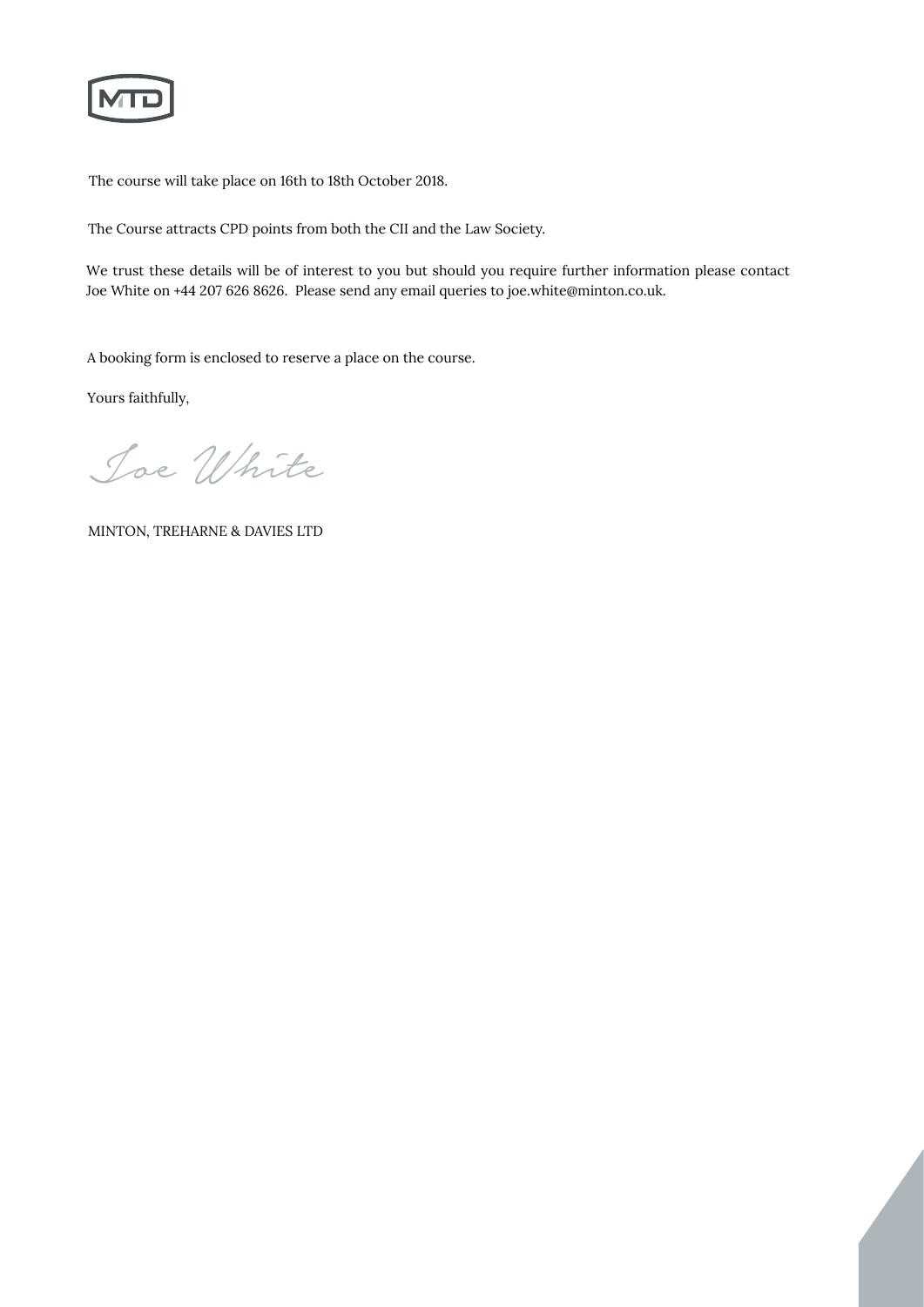The course will take place on 16th to 18th October 2018.

The Course attracts CPD points from both the CII and the Law Society.

We trust these details will be of interest to you but should you require further information please contact Joe White on +44 207 626 8626. Please send any email queries to joe.white@minton.co.uk.

A booking form is enclosed to reserve a place on the course.

Yours faithfully,

Joe White

MINTON, TREHARNE & DAVIES LTD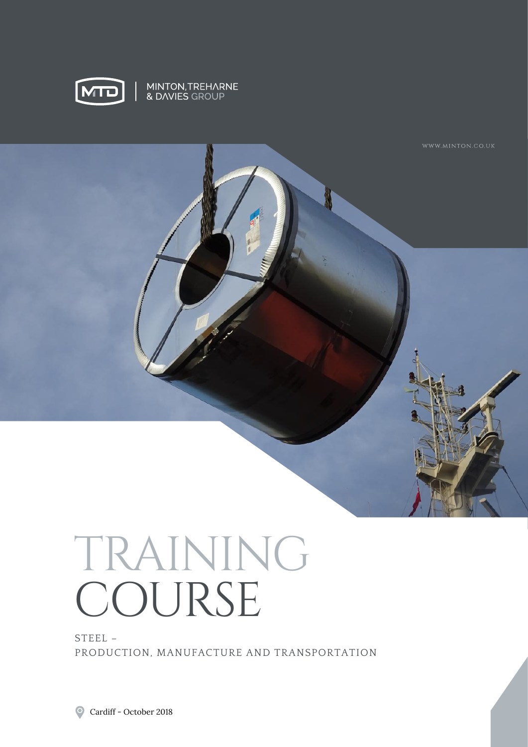MINTON,TREHARNE
& DAVIES GROUP

WWW.MINTON.CO.UK

# TRAINING COURSE

STEEL –
PRODUCTION, MANUFACTURE AND TRANSPORTATION

Cardiff - October 2018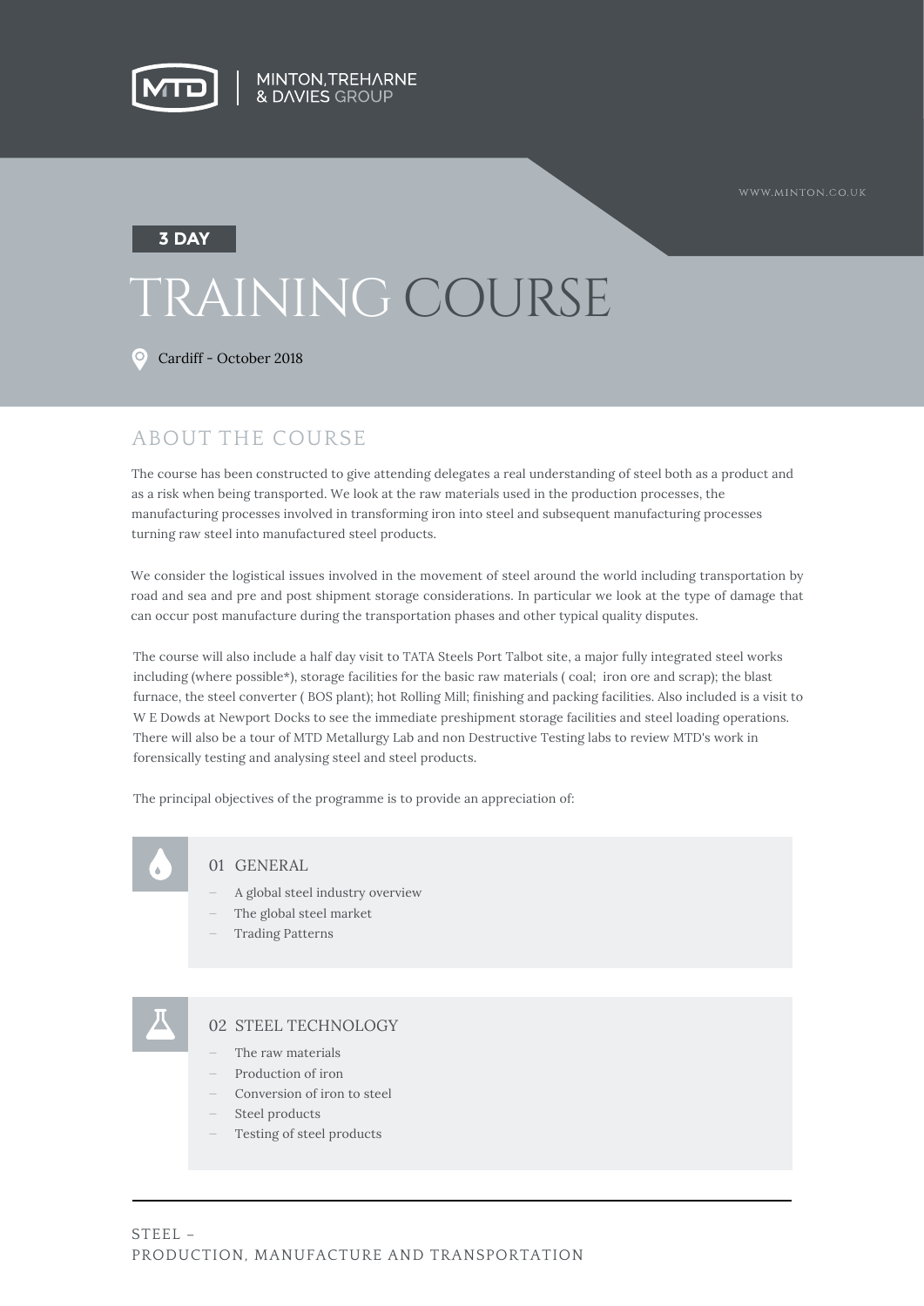MINTON, TREHARNE & DAVIES GROUP

WWW.MINTON.CO.UK

**3 DAY**

# TRAINING COURSE

Cardiff - October 2018

## ABOUT THE COURSE

The course has been constructed to give attending delegates a real understanding of steel both as a product and as a risk when being transported. We look at the raw materials used in the production processes, the manufacturing processes involved in transforming iron into steel and subsequent manufacturing processes turning raw steel into manufactured steel products.

We consider the logistical issues involved in the movement of steel around the world including transportation by road and sea and pre and post shipment storage considerations. In particular we look at the type of damage that can occur post manufacture during the transportation phases and other typical quality disputes.

The course will also include a half day visit to TATA Steels Port Talbot site, a major fully integrated steel works including (where possible*), storage facilities for the basic raw materials ( coal; iron ore and scrap); the blast furnace, the steel converter ( BOS plant); hot Rolling Mill; finishing and packing facilities. Also included is a visit to W E Dowds at Newport Docks to see the immediate preshipment storage facilities and steel loading operations. There will also be a tour of MTD Metallurgy Lab and non Destructive Testing labs to review MTD's work in forensically testing and analysing steel and steel products.

The principal objectives of the programme is to provide an appreciation of:

### 01 GENERAL

- A global steel industry overview
- The global steel market
- Trading Patterns

### 02 STEEL TECHNOLOGY

- The raw materials
- Production of iron
- Conversion of iron to steel
- Steel products
- Testing of steel products

STEEL –
PRODUCTION, MANUFACTURE AND TRANSPORTATION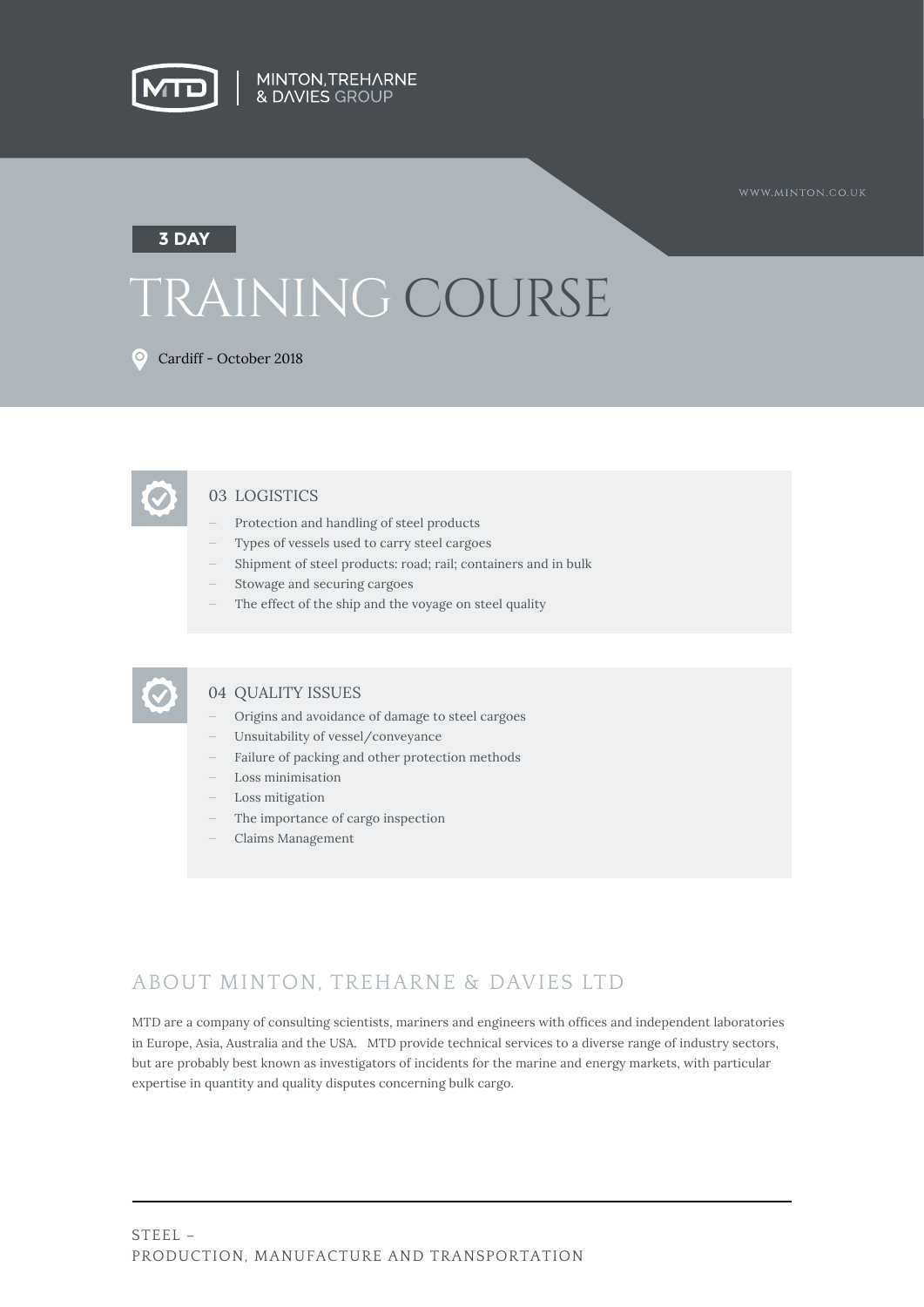MINTON, TREHARNE & DAVIES GROUP

WWW.MINTON.CO.UK

**3 DAY**

# TRAINING COURSE

Cardiff - October 2018

## 03 LOGISTICS

- Protection and handling of steel products
- Types of vessels used to carry steel cargoes
- Shipment of steel products: road; rail; containers and in bulk
- Stowage and securing cargoes
- The effect of the ship and the voyage on steel quality

## 04 QUALITY ISSUES

- Origins and avoidance of damage to steel cargoes
- Unsuitability of vessel/conveyance
- Failure of packing and other protection methods
- Loss minimisation
- Loss mitigation
- The importance of cargo inspection
- Claims Management

## ABOUT MINTON, TREHARNE & DAVIES LTD

MTD are a company of consulting scientists, mariners and engineers with offices and independent laboratories in Europe, Asia, Australia and the USA. MTD provide technical services to a diverse range of industry sectors, but are probably best known as investigators of incidents for the marine and energy markets, with particular expertise in quantity and quality disputes concerning bulk cargo.

STEEL –
PRODUCTION, MANUFACTURE AND TRANSPORTATION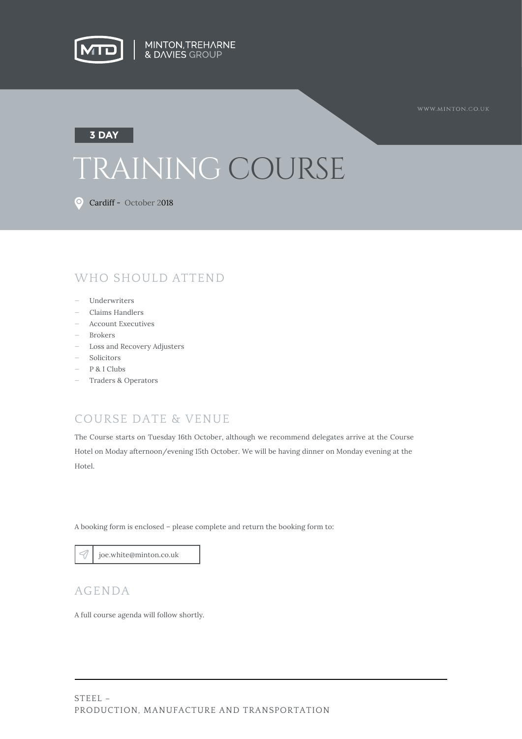MINTON, TREHARNE & DAVIES GROUP

WWW.MINTON.CO.UK

**3 DAY**

# TRAINING COURSE

Cardiff - October 2018

## WHO SHOULD ATTEND

- Underwriters
- Claims Handlers
- Account Executives
- Brokers
- Loss and Recovery Adjusters
- Solicitors
- P & I Clubs
- Traders & Operators

## COURSE DATE & VENUE

The Course starts on Tuesday 16th October, although we recommend delegates arrive at the Course Hotel on Moday afternoon/evening 15th October. We will be having dinner on Monday evening at the Hotel.

A booking form is enclosed – please complete and return the booking form to:

joe.white@minton.co.uk

## AGENDA

A full course agenda will follow shortly.

STEEL –
PRODUCTION, MANUFACTURE AND TRANSPORTATION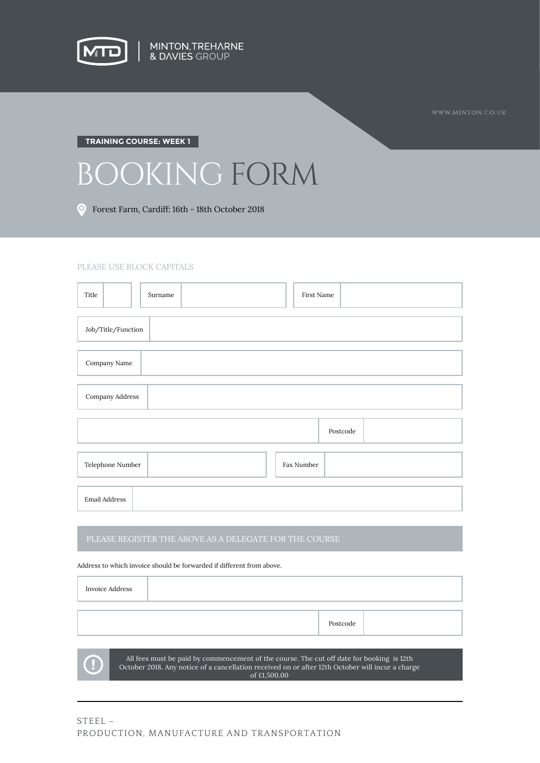MINTON, TREHARNE & DAVIES GROUP

WWW.MINTON.CO.UK

**TRAINING COURSE: WEEK 1**

# BOOKING FORM

Forest Farm, Cardiff: 16th - 18th October 2018

PLEASE USE BLOCK CAPITALS

| Title | | Surname | | First Name | |
|---|---|---|---|---|---|

| Job/Title/Function | |
|---|---|
| Company Name | |
| Company Address | |

| | Postcode | |
|---|---|---|

| Telephone Number | | Fax Number | |
|---|---|---|---|

| Email Address | |
|---|---|

PLEASE REGISTER THE ABOVE AS A DELEGATE FOR THE COURSE

Address to which invoice should be forwarded if different from above.

| Invoice Address | |
|---|---|

| | Postcode | |
|---|---|---|

All fees must be paid by commencement of the course. The cut off date for booking is 12th October 2018. Any notice of a cancellation received on or after 12th October will incur a charge of £1,500.00

STEEL –
PRODUCTION, MANUFACTURE AND TRANSPORTATION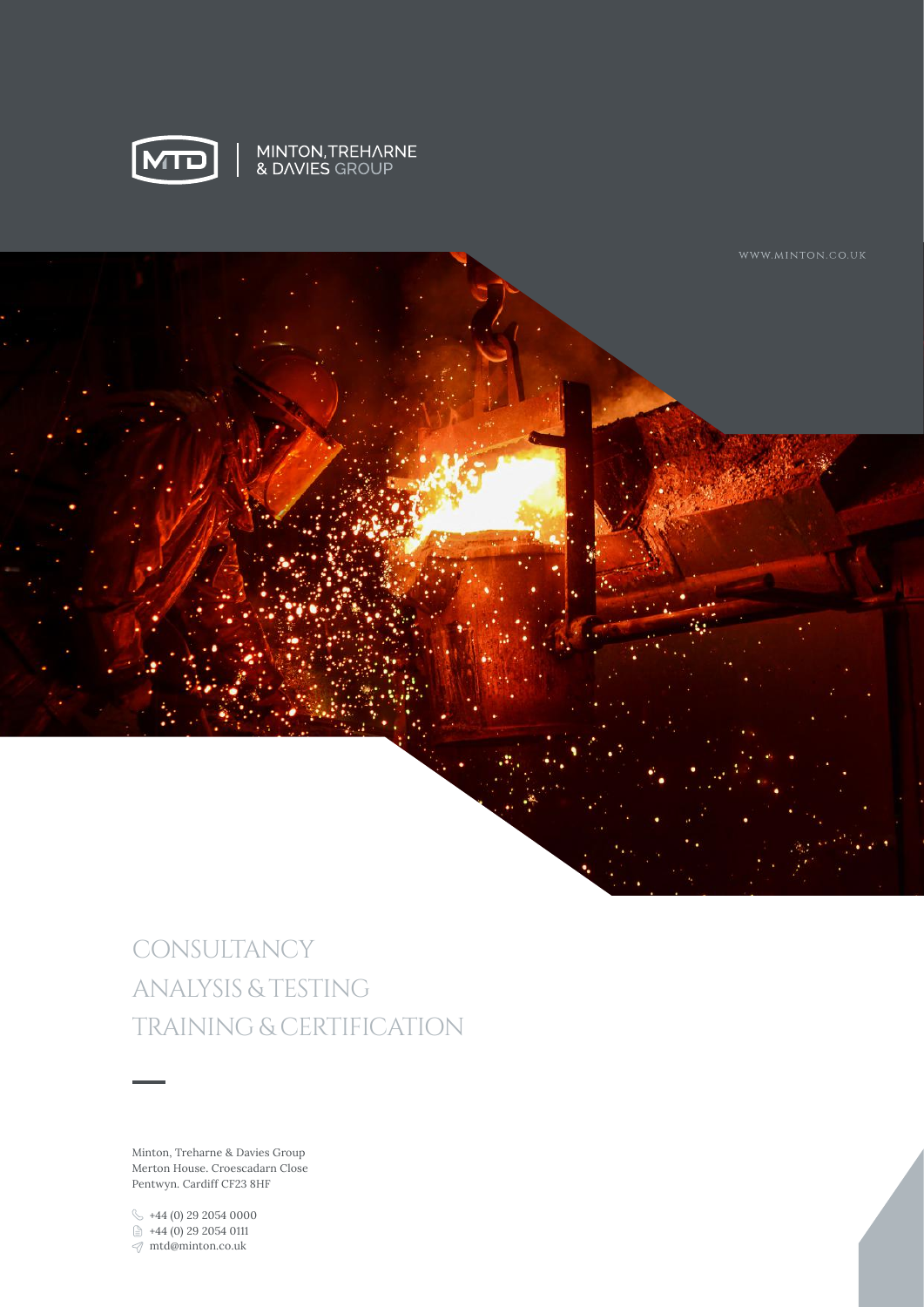MTD | MINTON, TREHARNE & DAVIES GROUP

WWW.MINTON.CO.UK

CONSULTANCY
ANALYSIS & TESTING
TRAINING & CERTIFICATION

Minton, Treharne & Davies Group
Merton House. Croescadarn Close
Pentwyn. Cardiff CF23 8HF

+44 (0) 29 2054 0000
+44 (0) 29 2054 0111
mtd@minton.co.uk